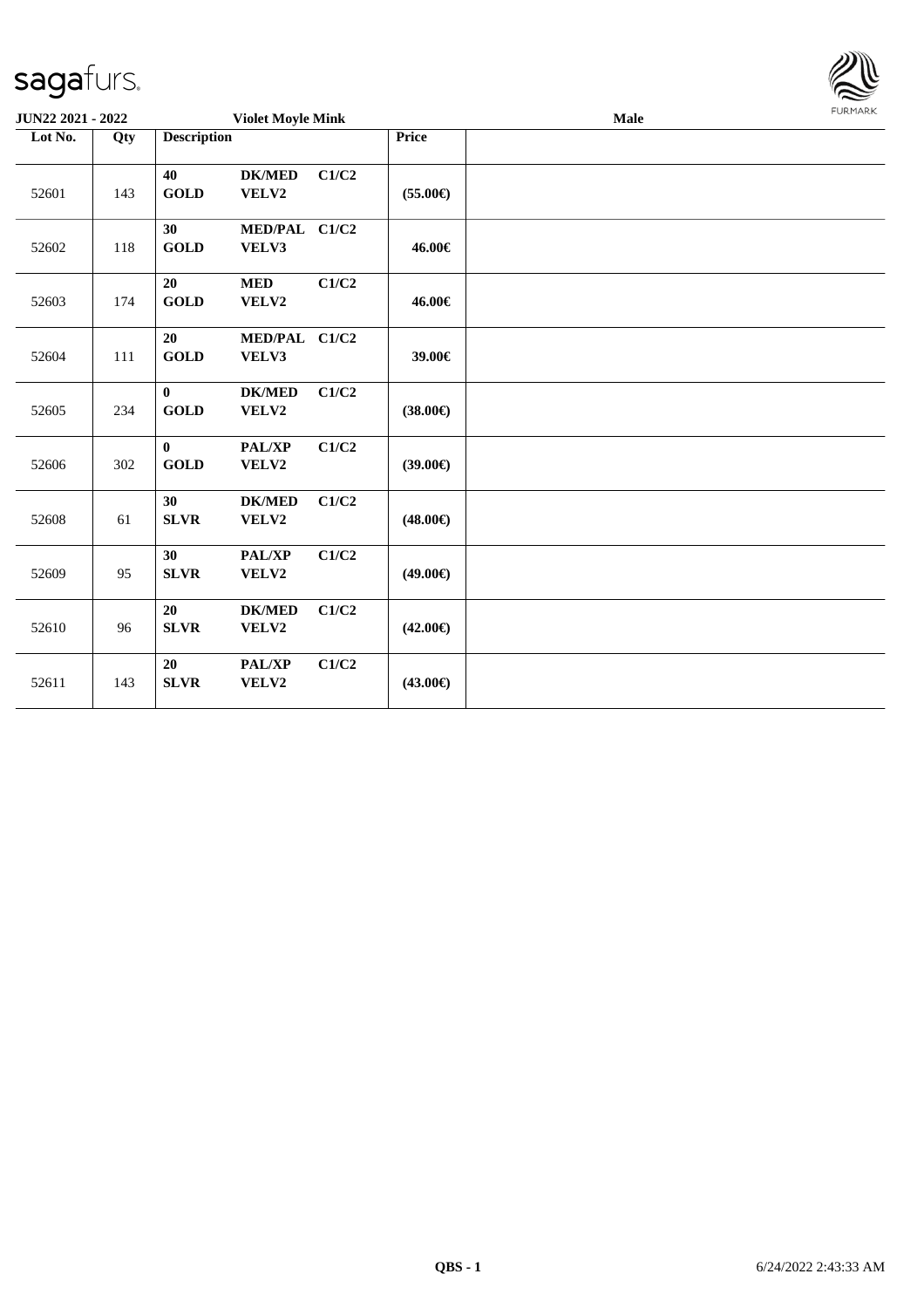**JUN22 2021 - 2022** | **Violet Moyle Mink** | **Male**

| Lot No. | Qty | Description | | | Price | |
|---|---|---|---|---|---|---|
| 52601 | 143 | **40 GOLD** | **DK/MED VELV2** | **C1/C2** | **(55.00€)** | |
| 52602 | 118 | **30 GOLD** | **MED/PAL VELV3** | **C1/C2** | **46.00€** | |
| 52603 | 174 | **20 GOLD** | **MED VELV2** | **C1/C2** | **46.00€** | |
| 52604 | 111 | **20 GOLD** | **MED/PAL VELV3** | **C1/C2** | **39.00€** | |
| 52605 | 234 | **0 GOLD** | **DK/MED VELV2** | **C1/C2** | **(38.00€)** | |
| 52606 | 302 | **0 GOLD** | **PAL/XP VELV2** | **C1/C2** | **(39.00€)** | |
| 52608 | 61 | **30 SLVR** | **DK/MED VELV2** | **C1/C2** | **(48.00€)** | |
| 52609 | 95 | **30 SLVR** | **PAL/XP VELV2** | **C1/C2** | **(49.00€)** | |
| 52610 | 96 | **20 SLVR** | **DK/MED VELV2** | **C1/C2** | **(42.00€)** | |
| 52611 | 143 | **20 SLVR** | **PAL/XP VELV2** | **C1/C2** | **(43.00€)** | |

**QBS - 1** 6/24/2022 2:43:33 AM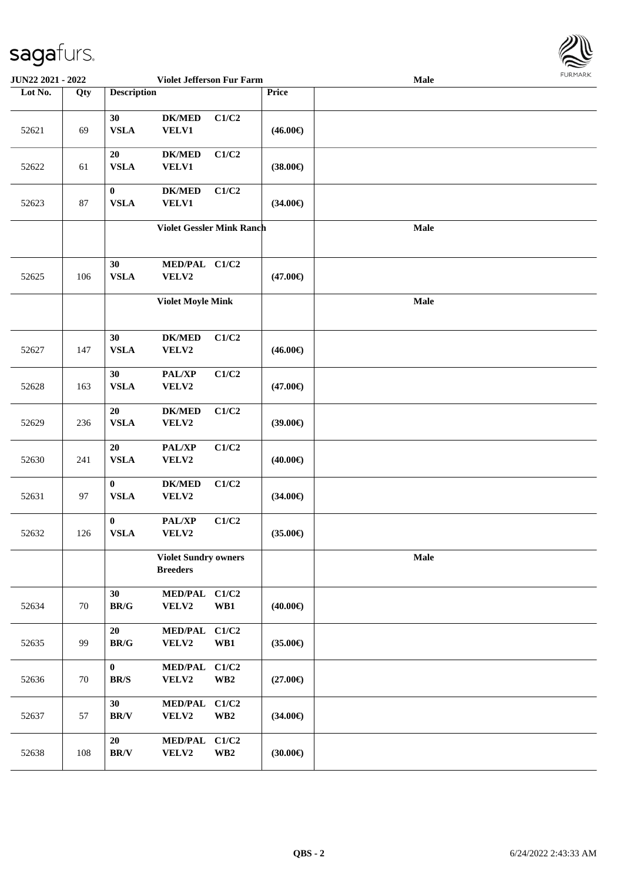| Lot No. | Qty | Description | | | Price | |
|---|---|---|---|---|---|---|
| | | **Violet Jefferson Fur Farm** | | | | **Male** |
| 52621 | 69 | **30 VSLA** | **DK/MED VELV1** | **C1/C2** | **(46.00€)** | |
| 52622 | 61 | **20 VSLA** | **DK/MED VELV1** | **C1/C2** | **(38.00€)** | |
| 52623 | 87 | **0 VSLA** | **DK/MED VELV1** | **C1/C2** | **(34.00€)** | |
| | | **Violet Gessler Mink Ranch** | | | | **Male** |
| 52625 | 106 | **30 VSLA** | **MED/PAL VELV2** | **C1/C2** | **(47.00€)** | |
| | | **Violet Moyle Mink** | | | | **Male** |
| 52627 | 147 | **30 VSLA** | **DK/MED VELV2** | **C1/C2** | **(46.00€)** | |
| 52628 | 163 | **30 VSLA** | **PAL/XP VELV2** | **C1/C2** | **(47.00€)** | |
| 52629 | 236 | **20 VSLA** | **DK/MED VELV2** | **C1/C2** | **(39.00€)** | |
| 52630 | 241 | **20 VSLA** | **PAL/XP VELV2** | **C1/C2** | **(40.00€)** | |
| 52631 | 97 | **0 VSLA** | **DK/MED VELV2** | **C1/C2** | **(34.00€)** | |
| 52632 | 126 | **0 VSLA** | **PAL/XP VELV2** | **C1/C2** | **(35.00€)** | |
| | | **Violet Sundry owners Breeders** | | | | **Male** |
| 52634 | 70 | **30 BR/G** | **MED/PAL VELV2** | **C1/C2 WB1** | **(40.00€)** | |
| 52635 | 99 | **20 BR/G** | **MED/PAL VELV2** | **C1/C2 WB1** | **(35.00€)** | |
| 52636 | 70 | **0 BR/S** | **MED/PAL VELV2** | **C1/C2 WB2** | **(27.00€)** | |
| 52637 | 57 | **30 BR/V** | **MED/PAL VELV2** | **C1/C2 WB2** | **(34.00€)** | |
| 52638 | 108 | **20 BR/V** | **MED/PAL VELV2** | **C1/C2 WB2** | **(30.00€)** | |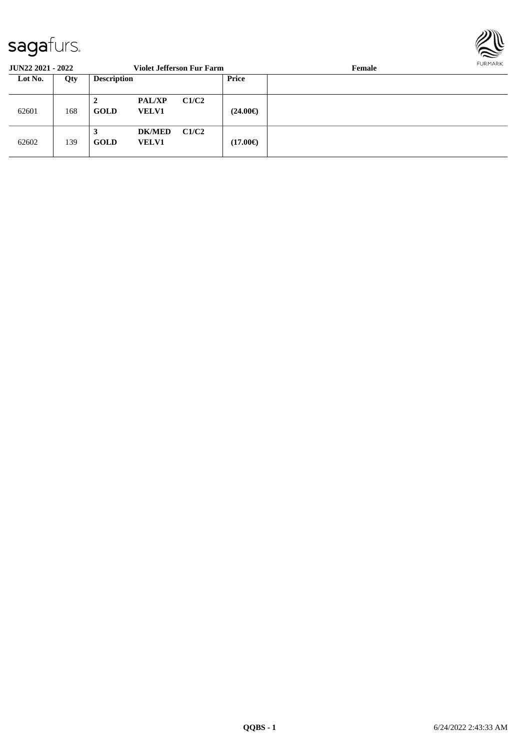**JUN22 2021 - 2022** **Violet Jefferson Fur Farm** **Female**

| Lot No. | Qty | Description | | | Price | |
|---|---|---|---|---|---|---|
| 62601 | 168 | 2<br>**GOLD** | **PAL/XP**<br>**VELV1** | **C1/C2** | **(24.00€)** | |
| 62602 | 139 | 3<br>**GOLD** | **DK/MED**<br>**VELV1** | **C1/C2** | **(17.00€)** | |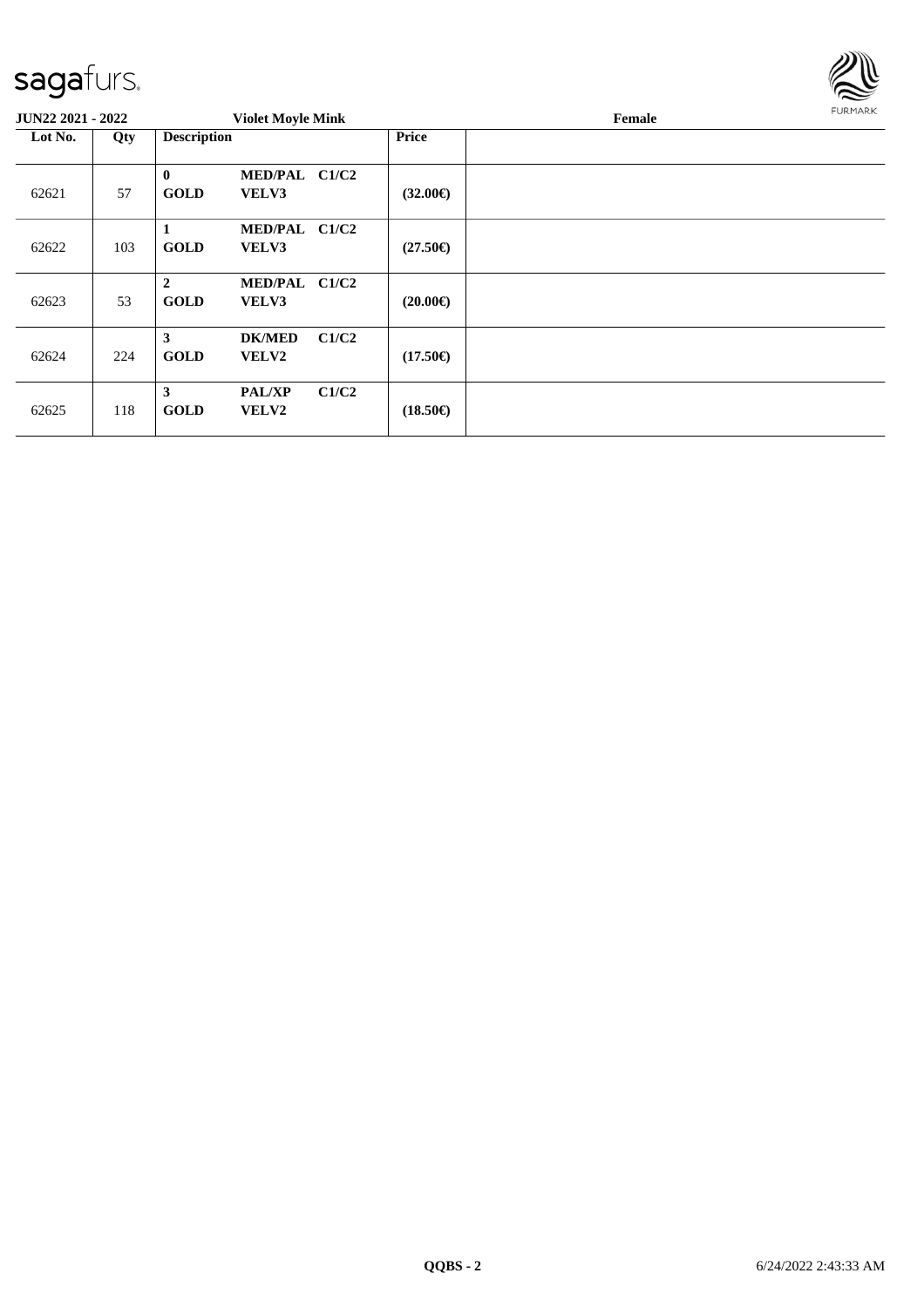**JUN22 2021 - 2022** **Violet Moyle Mink** **Female**

| Lot No. | Qty | Description | | | Price | |
|---|---|---|---|---|---|---|
| 62621 | 57 | **0** **GOLD** | **MED/PAL** **VELV3** | **C1/C2** | **(32.00€)** | |
| 62622 | 103 | **1** **GOLD** | **MED/PAL** **VELV3** | **C1/C2** | **(27.50€)** | |
| 62623 | 53 | **2** **GOLD** | **MED/PAL** **VELV3** | **C1/C2** | **(20.00€)** | |
| 62624 | 224 | **3** **GOLD** | **DK/MED** **VELV2** | **C1/C2** | **(17.50€)** | |
| 62625 | 118 | **3** **GOLD** | **PAL/XP** **VELV2** | **C1/C2** | **(18.50€)** | |

**QQBS - 2** 6/24/2022 2:43:33 AM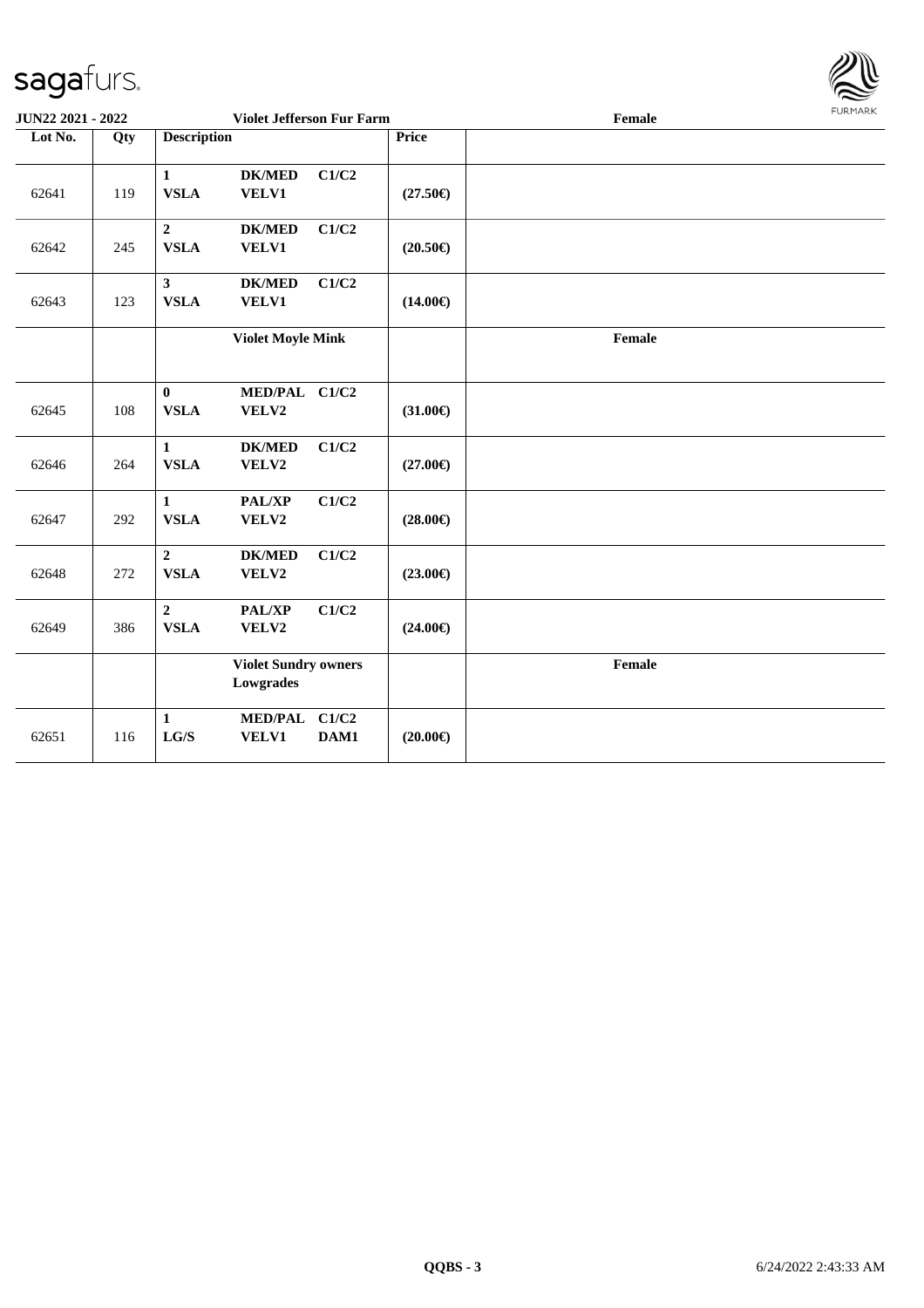| Lot No. | Qty | Description | | | Price | |
|---|---|---|---|---|---|---|
| | | **Violet Jefferson Fur Farm** | | | | **Female** |
| 62641 | 119 | **1 VSLA** | **DK/MED VELV1** | **C1/C2** | **(27.50€)** | |
| 62642 | 245 | **2 VSLA** | **DK/MED VELV1** | **C1/C2** | **(20.50€)** | |
| 62643 | 123 | **3 VSLA** | **DK/MED VELV1** | **C1/C2** | **(14.00€)** | |
| | | **Violet Moyle Mink** | | | | **Female** |
| 62645 | 108 | **0 VSLA** | **MED/PAL VELV2** | **C1/C2** | **(31.00€)** | |
| 62646 | 264 | **1 VSLA** | **DK/MED VELV2** | **C1/C2** | **(27.00€)** | |
| 62647 | 292 | **1 VSLA** | **PAL/XP VELV2** | **C1/C2** | **(28.00€)** | |
| 62648 | 272 | **2 VSLA** | **DK/MED VELV2** | **C1/C2** | **(23.00€)** | |
| 62649 | 386 | **2 VSLA** | **PAL/XP VELV2** | **C1/C2** | **(24.00€)** | |
| | | **Violet Sundry owners Lowgrades** | | | | **Female** |
| 62651 | 116 | **1 LG/S** | **MED/PAL VELV1** | **C1/C2 DAM1** | **(20.00€)** | |